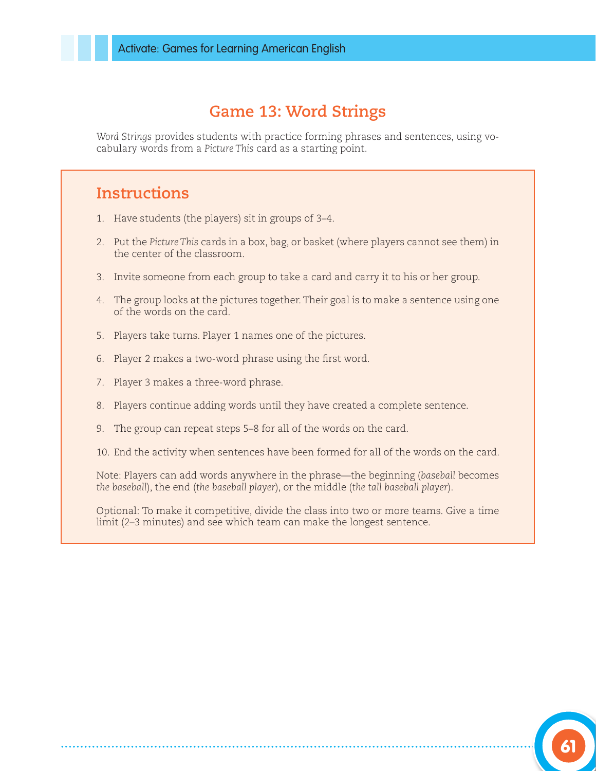# Game 13: Word Strings

*Word Strings* provides students with practice forming phrases and sentences, using vocabulary words from a *Picture This* card as a starting point.

## Instructions

1. Have students (the players) sit in groups of 3–4.
2. Put the *Picture This* cards in a box, bag, or basket (where players cannot see them) in the center of the classroom.
3. Invite someone from each group to take a card and carry it to his or her group.
4. The group looks at the pictures together. Their goal is to make a sentence using one of the words on the card.
5. Players take turns. Player 1 names one of the pictures.
6. Player 2 makes a two-word phrase using the first word.
7. Player 3 makes a three-word phrase.
8. Players continue adding words until they have created a complete sentence.
9. The group can repeat steps 5–8 for all of the words on the card.
10. End the activity when sentences have been formed for all of the words on the card.

Note: Players can add words anywhere in the phrase—the beginning (*baseball* becomes *the baseball*), the end (*the baseball player*), or the middle (*the tall baseball player*).

Optional: To make it competitive, divide the class into two or more teams. Give a time limit (2–3 minutes) and see which team can make the longest sentence.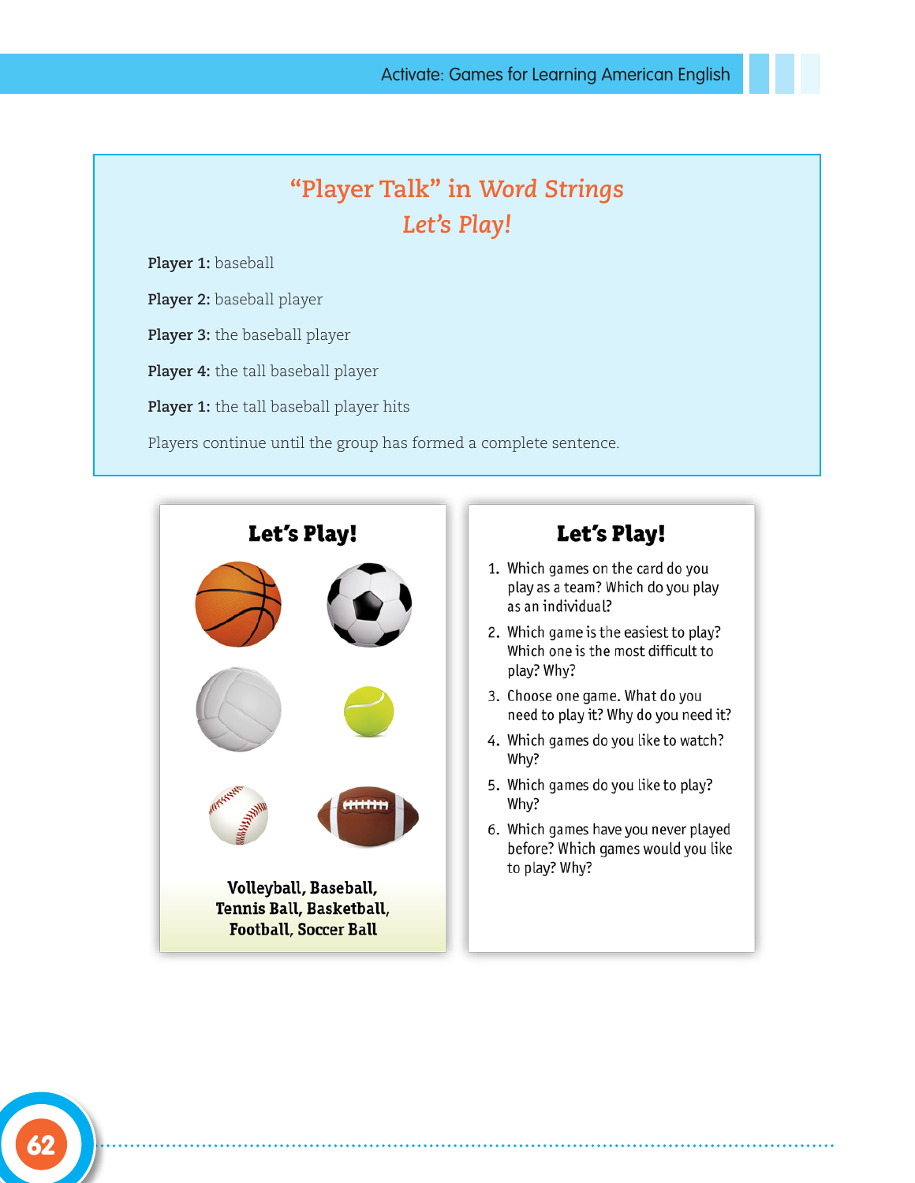## "Player Talk" in *Word Strings*

### *Let's Play!*

**Player 1:** baseball

**Player 2:** baseball player

**Player 3:** the baseball player

**Player 4:** the tall baseball player

**Player 1:** the tall baseball player hits

Players continue until the group has formed a complete sentence.

### Let's Play!

Volleyball, Baseball, Tennis Ball, Basketball, Football, Soccer Ball

### Let's Play!

1. Which games on the card do you play as a team? Which do you play as an individual?
2. Which game is the easiest to play? Which one is the most difficult to play? Why?
3. Choose one game. What do you need to play it? Why do you need it?
4. Which games do you like to watch? Why?
5. Which games do you like to play? Why?
6. Which games have you never played before? Which games would you like to play? Why?